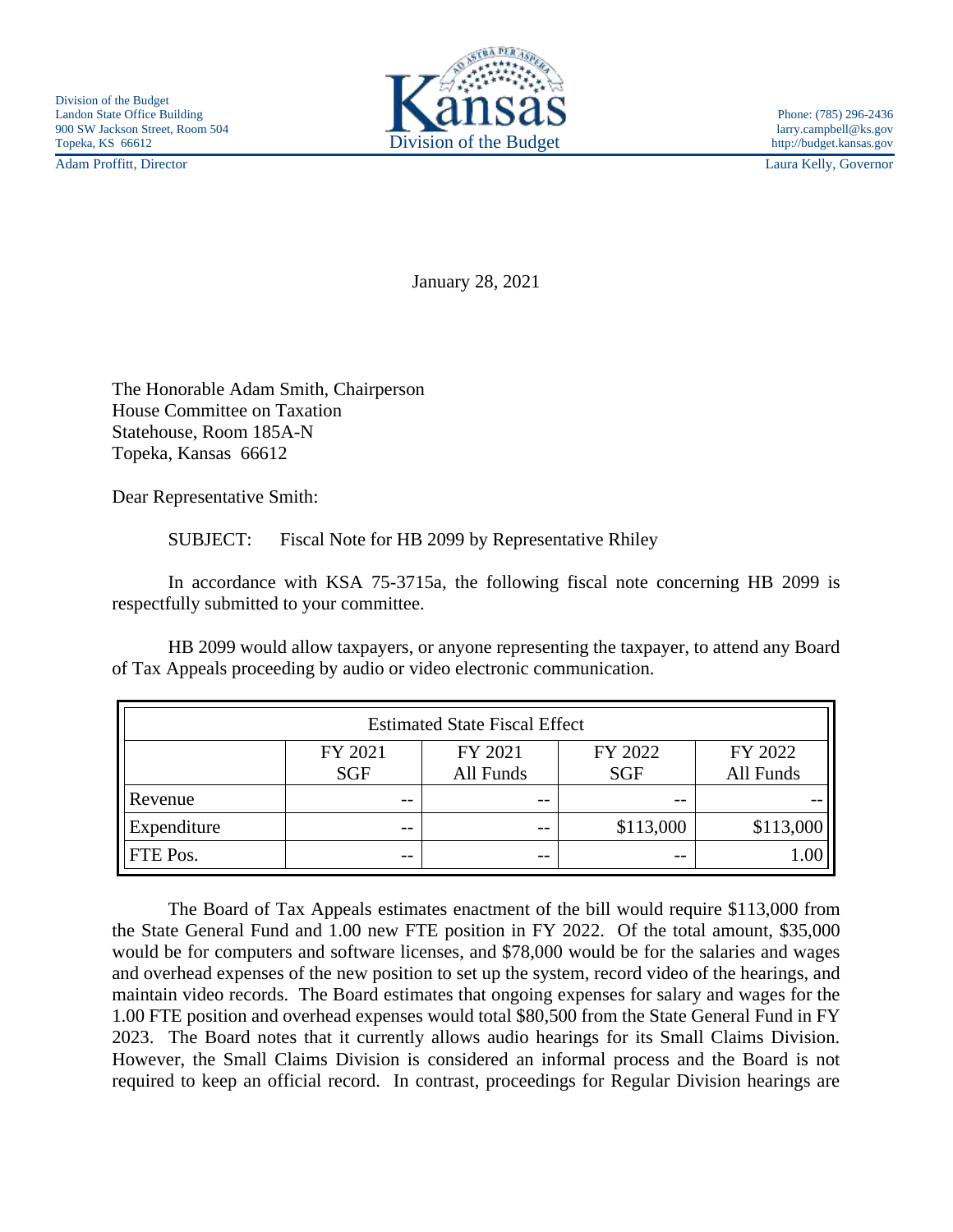Division of the Budget
Landon State Office Building
900 SW Jackson Street, Room 504
Topeka, KS 66612

Kansas
Division of the Budget

Phone: (785) 296-2436
larry.campbell@ks.gov
http://budget.kansas.gov

Adam Proffitt, Director

Laura Kelly, Governor

January 28, 2021

The Honorable Adam Smith, Chairperson
House Committee on Taxation
Statehouse, Room 185A-N
Topeka, Kansas 66612

Dear Representative Smith:

SUBJECT: Fiscal Note for HB 2099 by Representative Rhiley

In accordance with KSA 75-3715a, the following fiscal note concerning HB 2099 is respectfully submitted to your committee.

HB 2099 would allow taxpayers, or anyone representing the taxpayer, to attend any Board of Tax Appeals proceeding by audio or video electronic communication.

| Estimated State Fiscal Effect | | | | |
|---|---|---|---|---|
| | FY 2021 SGF | FY 2021 All Funds | FY 2022 SGF | FY 2022 All Funds |
| Revenue | -- | -- | -- | -- |
| Expenditure | -- | -- | $113,000 | $113,000 |
| FTE Pos. | -- | -- | -- | 1.00 |

The Board of Tax Appeals estimates enactment of the bill would require $113,000 from the State General Fund and 1.00 new FTE position in FY 2022. Of the total amount, $35,000 would be for computers and software licenses, and $78,000 would be for the salaries and wages and overhead expenses of the new position to set up the system, record video of the hearings, and maintain video records. The Board estimates that ongoing expenses for salary and wages for the 1.00 FTE position and overhead expenses would total $80,500 from the State General Fund in FY 2023. The Board notes that it currently allows audio hearings for its Small Claims Division. However, the Small Claims Division is considered an informal process and the Board is not required to keep an official record. In contrast, proceedings for Regular Division hearings are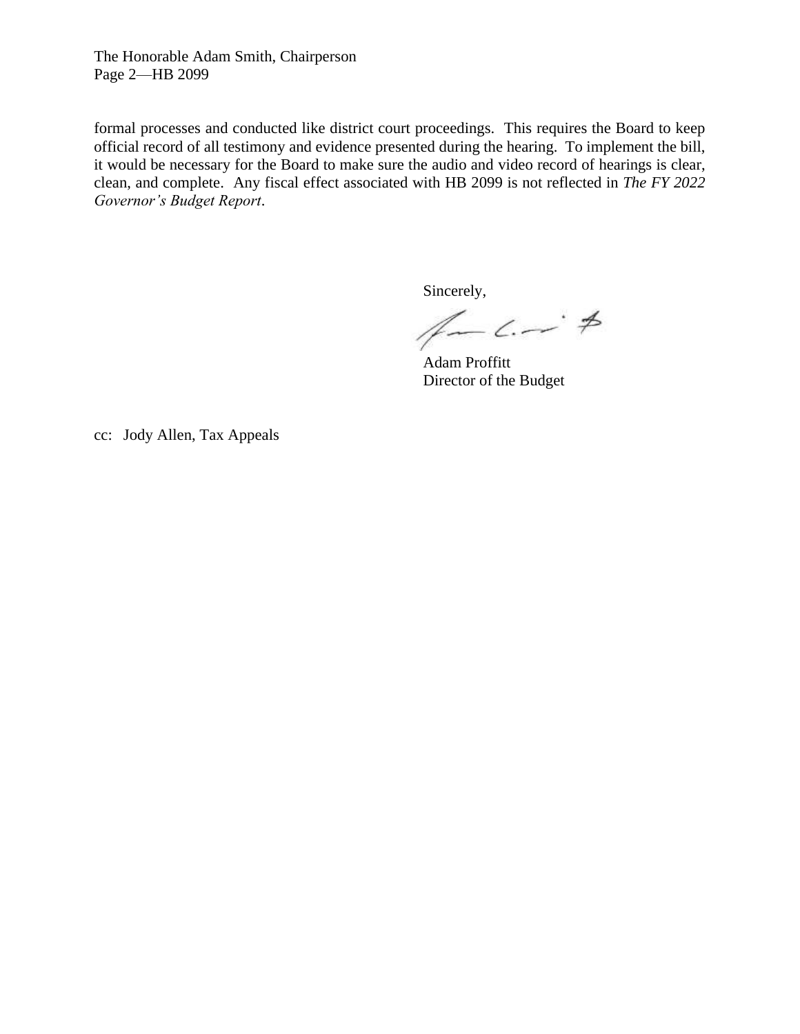formal processes and conducted like district court proceedings. This requires the Board to keep official record of all testimony and evidence presented during the hearing. To implement the bill, it would be necessary for the Board to make sure the audio and video record of hearings is clear, clean, and complete. Any fiscal effect associated with HB 2099 is not reflected in *The FY 2022 Governor's Budget Report*.

Sincerely,

Adam Proffitt
Director of the Budget

cc: Jody Allen, Tax Appeals